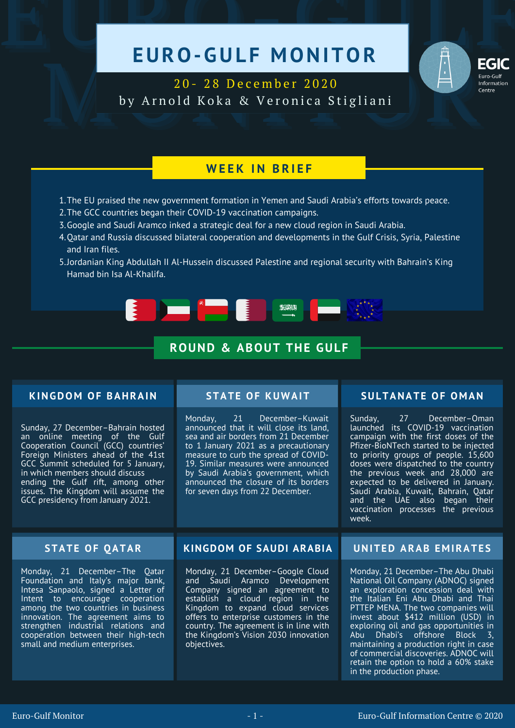# EURO-GULF MONITOR

20- 28 December 2020

by Arnold Koka & Veronica Stigliani

EGIC Euro-Gulf Information Centre

## WEEK IN BRIEF

1. The EU praised the new government formation in Yemen and Saudi Arabia's efforts towards peace.
2. The GCC countries began their COVID-19 vaccination campaigns.
3. Google and Saudi Aramco inked a strategic deal for a new cloud region in Saudi Arabia.
4. Qatar and Russia discussed bilateral cooperation and developments in the Gulf Crisis, Syria, Palestine and Iran files.
5. Jordanian King Abdullah II Al-Hussein discussed Palestine and regional security with Bahrain's King Hamad bin Isa Al-Khalifa.

## ROUND & ABOUT THE GULF

### KINGDOM OF BAHRAIN

Sunday, 27 December–Bahrain hosted an online meeting of the Gulf Cooperation Council (GCC) countries' Foreign Ministers ahead of the 41st GCC Summit scheduled for 5 January, in which members should discuss ending the Gulf rift, among other issues. The Kingdom will assume the GCC presidency from January 2021.

### STATE OF KUWAIT

Monday, 21 December–Kuwait announced that it will close its land, sea and air borders from 21 December to 1 January 2021 as a precautionary measure to curb the spread of COVID-19. Similar measures were announced by Saudi Arabia's government, which announced the closure of its borders for seven days from 22 December.

### SULTANATE OF OMAN

Sunday, 27 December–Oman launched its COVID-19 vaccination campaign with the first doses of the Pfizer-BioNTech started to be injected to priority groups of people. 15,600 doses were dispatched to the country the previous week and 28,000 are expected to be delivered in January. Saudi Arabia, Kuwait, Bahrain, Qatar and the UAE also began their vaccination processes the previous week.

### STATE OF QATAR

Monday, 21 December–The Qatar Foundation and Italy's major bank, Intesa Sanpaolo, signed a Letter of Intent to encourage cooperation among the two countries in business innovation. The agreement aims to strengthen industrial relations and cooperation between their high-tech small and medium enterprises.

### KINGDOM OF SAUDI ARABIA

Monday, 21 December–Google Cloud and Saudi Aramco Development Company signed an agreement to establish a cloud region in the Kingdom to expand cloud services offers to enterprise customers in the country. The agreement is in line with the Kingdom's Vision 2030 innovation objectives.

### UNITED ARAB EMIRATES

Monday, 21 December–The Abu Dhabi National Oil Company (ADNOC) signed an exploration concession deal with the Italian Eni Abu Dhabi and Thai PTTEP MENA. The two companies will invest about $412 million (USD) in exploring oil and gas opportunities in Abu Dhabi's offshore Block 3, maintaining a production right in case of commercial discoveries. ADNOC will retain the option to hold a 60% stake in the production phase.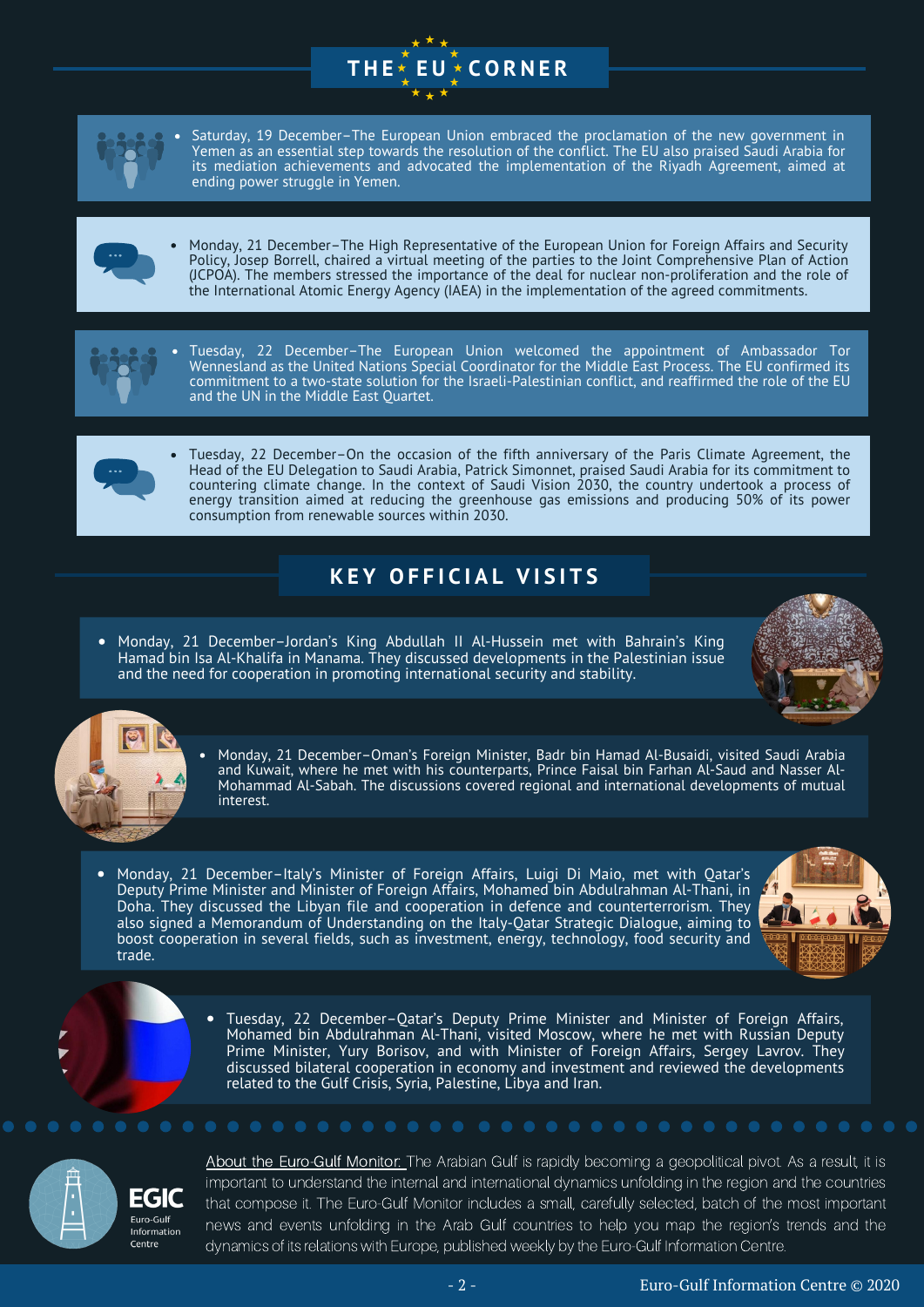## THE EU CORNER

- Saturday, 19 December–The European Union embraced the proclamation of the new government in Yemen as an essential step towards the resolution of the conflict. The EU also praised Saudi Arabia for its mediation achievements and advocated the implementation of the Riyadh Agreement, aimed at ending power struggle in Yemen.

- Monday, 21 December–The High Representative of the European Union for Foreign Affairs and Security Policy, Josep Borrell, chaired a virtual meeting of the parties to the Joint Comprehensive Plan of Action (JCPOA). The members stressed the importance of the deal for nuclear non-proliferation and the role of the International Atomic Energy Agency (IAEA) in the implementation of the agreed commitments.

- Tuesday, 22 December–The European Union welcomed the appointment of Ambassador Tor Wennesland as the United Nations Special Coordinator for the Middle East Process. The EU confirmed its commitment to a two-state solution for the Israeli-Palestinian conflict, and reaffirmed the role of the EU and the UN in the Middle East Quartet.

- Tuesday, 22 December–On the occasion of the fifth anniversary of the Paris Climate Agreement, the Head of the EU Delegation to Saudi Arabia, Patrick Simonnet, praised Saudi Arabia for its commitment to countering climate change. In the context of Saudi Vision 2030, the country undertook a process of energy transition aimed at reducing the greenhouse gas emissions and producing 50% of its power consumption from renewable sources within 2030.

## KEY OFFICIAL VISITS

- Monday, 21 December–Jordan's King Abdullah II Al-Hussein met with Bahrain's King Hamad bin Isa Al-Khalifa in Manama. They discussed developments in the Palestinian issue and the need for cooperation in promoting international security and stability.

- Monday, 21 December–Oman's Foreign Minister, Badr bin Hamad Al-Busaidi, visited Saudi Arabia and Kuwait, where he met with his counterparts, Prince Faisal bin Farhan Al-Saud and Nasser Al-Mohammad Al-Sabah. The discussions covered regional and international developments of mutual interest.

- Monday, 21 December–Italy's Minister of Foreign Affairs, Luigi Di Maio, met with Qatar's Deputy Prime Minister and Minister of Foreign Affairs, Mohamed bin Abdulrahman Al-Thani, in Doha. They discussed the Libyan file and cooperation in defence and counterterrorism. They also signed a Memorandum of Understanding on the Italy-Qatar Strategic Dialogue, aiming to boost cooperation in several fields, such as investment, energy, technology, food security and trade.

- Tuesday, 22 December–Qatar's Deputy Prime Minister and Minister of Foreign Affairs, Mohamed bin Abdulrahman Al-Thani, visited Moscow, where he met with Russian Deputy Prime Minister, Yury Borisov, and with Minister of Foreign Affairs, Sergey Lavrov. They discussed bilateral cooperation in economy and investment and reviewed the developments related to the Gulf Crisis, Syria, Palestine, Libya and Iran.

EGIC
Euro-Gulf Information Centre

About the Euro-Gulf Monitor: The Arabian Gulf is rapidly becoming a geopolitical pivot. As a result, it is important to understand the internal and international dynamics unfolding in the region and the countries that compose it. The Euro-Gulf Monitor includes a small, carefully selected, batch of the most important news and events unfolding in the Arab Gulf countries to help you map the region's trends and the dynamics of its relations with Europe, published weekly by the Euro-Gulf Information Centre.

Euro-Gulf Information Centre © 2020